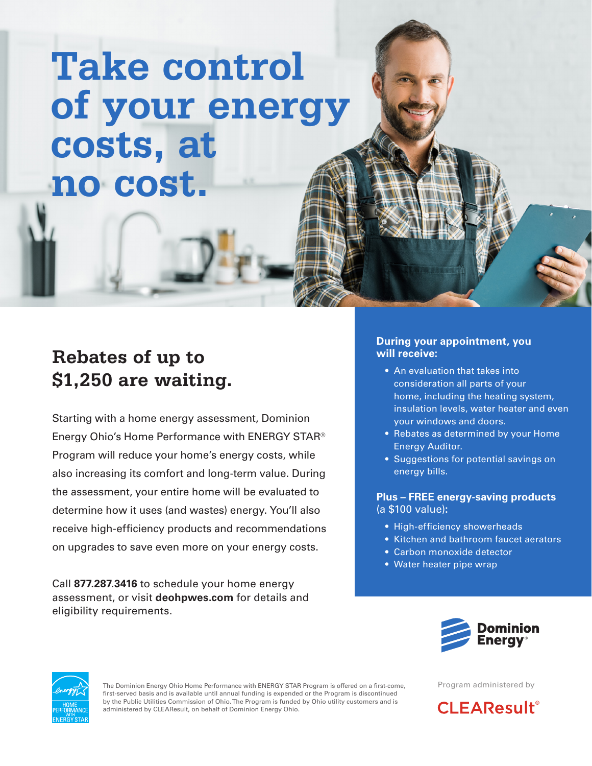# Take control of your energy costs, at no cost.

## Rebates of up to $1,250 are waiting.

Starting with a home energy assessment, Dominion Energy Ohio's Home Performance with ENERGY STAR® Program will reduce your home's energy costs, while also increasing its comfort and long-term value. During the assessment, your entire home will be evaluated to determine how it uses (and wastes) energy. You'll also receive high-efficiency products and recommendations on upgrades to save even more on your energy costs.

Call **877.287.3416** to schedule your home energy assessment, or visit **deohpwes.com** for details and eligibility requirements.

**During your appointment, you will receive:**

- An evaluation that takes into consideration all parts of your home, including the heating system, insulation levels, water heater and even your windows and doors.
- Rebates as determined by your Home Energy Auditor.
- Suggestions for potential savings on energy bills.

**Plus – FREE energy-saving products** (a $100 value):

- High-efficiency showerheads
- Kitchen and bathroom faucet aerators
- Carbon monoxide detector
- Water heater pipe wrap

Dominion Energy®

The Dominion Energy Ohio Home Performance with ENERGY STAR Program is offered on a first-come, first-served basis and is available until annual funding is expended or the Program is discontinued by the Public Utilities Commission of Ohio. The Program is funded by Ohio utility customers and is administered by CLEAResult, on behalf of Dominion Energy Ohio.

Program administered by

CLEAResult®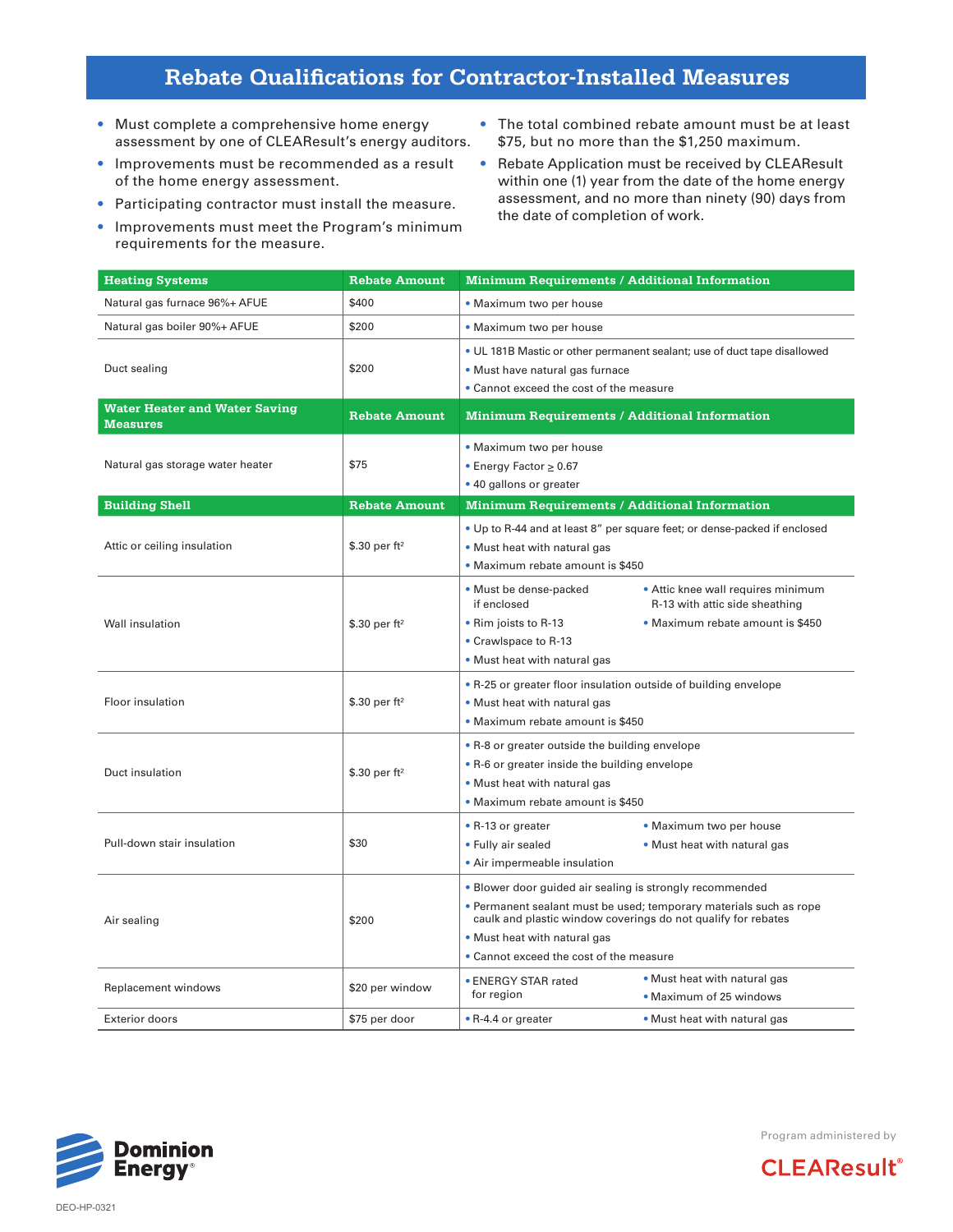# Rebate Qualifications for Contractor-Installed Measures

- Must complete a comprehensive home energy assessment by one of CLEAResult's energy auditors.
- Improvements must be recommended as a result of the home energy assessment.
- Participating contractor must install the measure.
- Improvements must meet the Program's minimum requirements for the measure.
- The total combined rebate amount must be at least $75, but no more than the $1,250 maximum.
- Rebate Application must be received by CLEAResult within one (1) year from the date of the home energy assessment, and no more than ninety (90) days from the date of completion of work.

| Heating Systems | Rebate Amount | Minimum Requirements / Additional Information |
|---|---|---|
| Natural gas furnace 96%+ AFUE | $400 | • Maximum two per house |
| Natural gas boiler 90%+ AFUE | $200 | • Maximum two per house |
| Duct sealing | $200 | • UL 181B Mastic or other permanent sealant; use of duct tape disallowed<br>• Must have natural gas furnace<br>• Cannot exceed the cost of the measure |
| **Water Heater and Water Saving Measures** | **Rebate Amount** | **Minimum Requirements / Additional Information** |
| Natural gas storage water heater | $75 | • Maximum two per house<br>• Energy Factor ≥ 0.67<br>• 40 gallons or greater |
| **Building Shell** | **Rebate Amount** | **Minimum Requirements / Additional Information** |
| Attic or ceiling insulation | $.30 per ft² | • Up to R-44 and at least 8" per square feet; or dense-packed if enclosed<br>• Must heat with natural gas<br>• Maximum rebate amount is $450 |
| Wall insulation | $.30 per ft² | • Must be dense-packed if enclosed<br>• Rim joists to R-13<br>• Crawlspace to R-13<br>• Must heat with natural gas<br>• Attic knee wall requires minimum R-13 with attic side sheathing<br>• Maximum rebate amount is $450 |
| Floor insulation | $.30 per ft² | • R-25 or greater floor insulation outside of building envelope<br>• Must heat with natural gas<br>• Maximum rebate amount is $450 |
| Duct insulation | $.30 per ft² | • R-8 or greater outside the building envelope<br>• R-6 or greater inside the building envelope<br>• Must heat with natural gas<br>• Maximum rebate amount is $450 |
| Pull-down stair insulation | $30 | • R-13 or greater<br>• Fully air sealed<br>• Air impermeable insulation<br>• Maximum two per house<br>• Must heat with natural gas |
| Air sealing | $200 | • Blower door guided air sealing is strongly recommended<br>• Permanent sealant must be used; temporary materials such as rope caulk and plastic window coverings do not qualify for rebates<br>• Must heat with natural gas<br>• Cannot exceed the cost of the measure |
| Replacement windows | $20 per window | • ENERGY STAR rated for region<br>• Must heat with natural gas<br>• Maximum of 25 windows |
| Exterior doors | $75 per door | • R-4.4 or greater<br>• Must heat with natural gas |

Dominion Energy®

Program administered by CLEAResult®

DEO-HP-0321